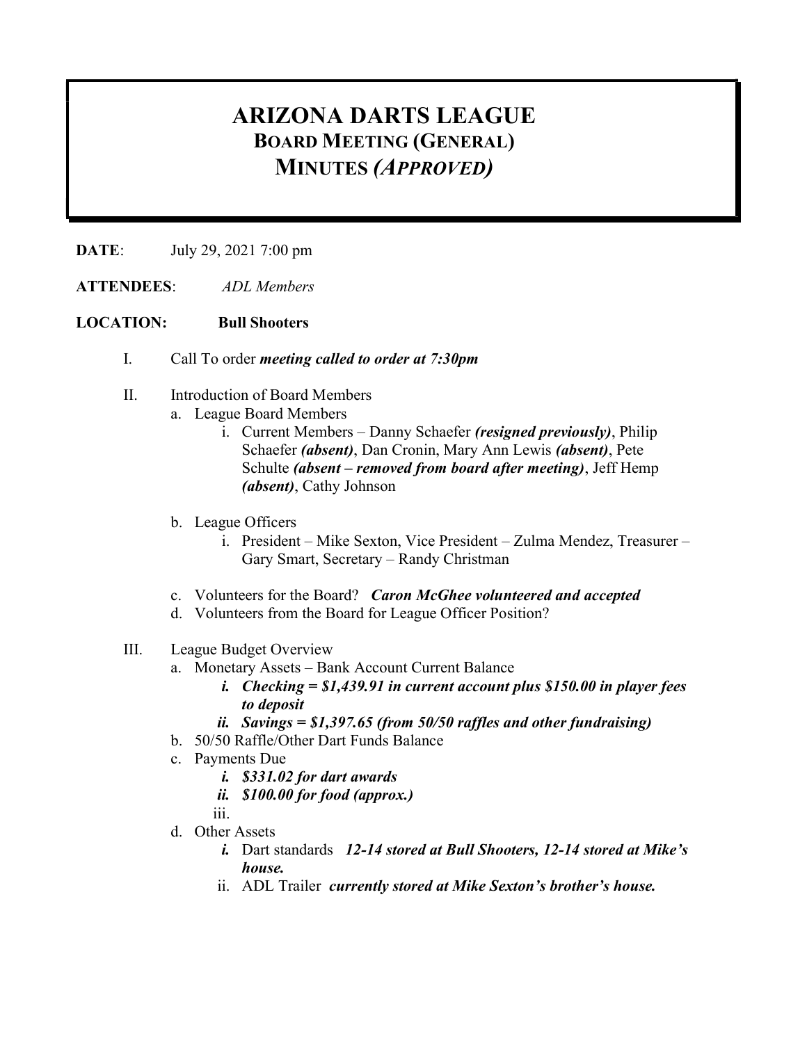# ARIZONA DARTS LEAGUE
## BOARD MEETING (GENERAL)
## MINUTES *(APPROVED)*

**DATE**: July 29, 2021 7:00 pm

**ATTENDEES**: *ADL Members*

**LOCATION: Bull Shooters**

I. Call To order ***meeting called to order at 7:30pm***

II. Introduction of Board Members
   a. League Board Members
      i. Current Members – Danny Schaefer ***(resigned previously)***, Philip Schaefer ***(absent)***, Dan Cronin, Mary Ann Lewis ***(absent)***, Pete Schulte ***(absent – removed from board after meeting)***, Jeff Hemp ***(absent)***, Cathy Johnson
   b. League Officers
      i. President – Mike Sexton, Vice President – Zulma Mendez, Treasurer – Gary Smart, Secretary – Randy Christman
   c. Volunteers for the Board? ***Caron McGhee volunteered and accepted***
   d. Volunteers from the Board for League Officer Position?

III. League Budget Overview
   a. Monetary Assets – Bank Account Current Balance
      ***i. Checking = $1,439.91 in current account plus $150.00 in player fees to deposit***
      ***ii. Savings = $1,397.65 (from 50/50 raffles and other fundraising)***
   b. 50/50 Raffle/Other Dart Funds Balance
   c. Payments Due
      ***i. $331.02 for dart awards***
      ***ii. $100.00 for food (approx.)***
      iii.
   d. Other Assets
      ***i.*** Dart standards ***12-14 stored at Bull Shooters, 12-14 stored at Mike's house.***
      ii. ADL Trailer ***currently stored at Mike Sexton's brother's house.***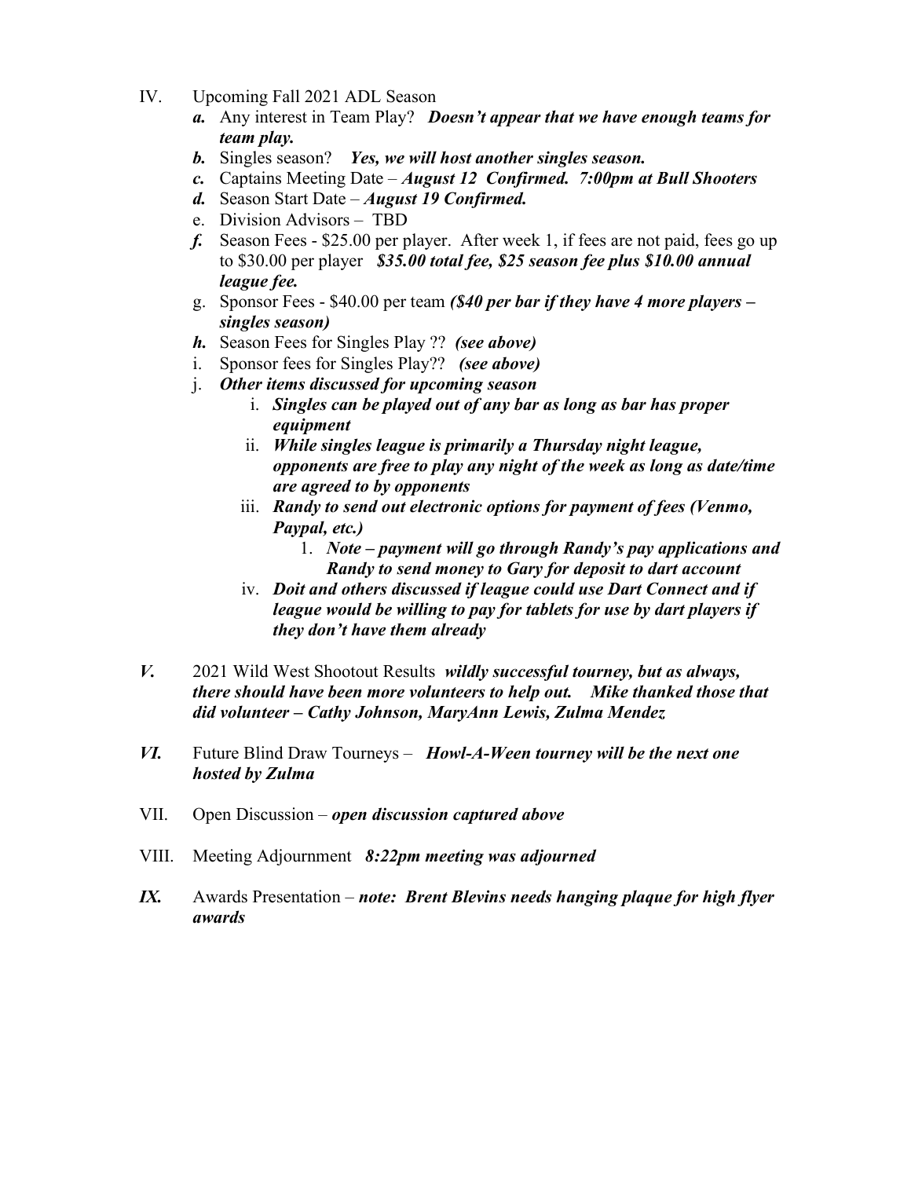IV. Upcoming Fall 2021 ADL Season

  ***a.*** Any interest in Team Play? ***Doesn't appear that we have enough teams for team play.***

  ***b.*** Singles season? ***Yes, we will host another singles season.***

  ***c.*** Captains Meeting Date – ***August 12 Confirmed. 7:00pm at Bull Shooters***

  ***d.*** Season Start Date – ***August 19 Confirmed.***

  e. Division Advisors – TBD

  ***f.*** Season Fees - $25.00 per player. After week 1, if fees are not paid, fees go up to $30.00 per player ***$35.00 total fee, $25 season fee plus $10.00 annual league fee.***

  g. Sponsor Fees - $40.00 per team ***($40 per bar if they have 4 more players – singles season)***

  ***h.*** Season Fees for Singles Play ?? ***(see above)***

  i. Sponsor fees for Singles Play?? ***(see above)***

  j. ***Other items discussed for upcoming season***

    i. ***Singles can be played out of any bar as long as bar has proper equipment***

    ii. ***While singles league is primarily a Thursday night league, opponents are free to play any night of the week as long as date/time are agreed to by opponents***

    iii. ***Randy to send out electronic options for payment of fees (Venmo, Paypal, etc.)***

      1. ***Note – payment will go through Randy's pay applications and Randy to send money to Gary for deposit to dart account***

    iv. ***Doit and others discussed if league could use Dart Connect and if league would be willing to pay for tablets for use by dart players if they don't have them already***

***V.*** 2021 Wild West Shootout Results ***wildly successful tourney, but as always, there should have been more volunteers to help out. Mike thanked those that did volunteer – Cathy Johnson, MaryAnn Lewis, Zulma Mendez***

***VI.*** Future Blind Draw Tourneys – ***Howl-A-Ween tourney will be the next one hosted by Zulma***

VII. Open Discussion – ***open discussion captured above***

VIII. Meeting Adjournment ***8:22pm meeting was adjourned***

***IX.*** Awards Presentation – ***note: Brent Blevins needs hanging plaque for high flyer awards***